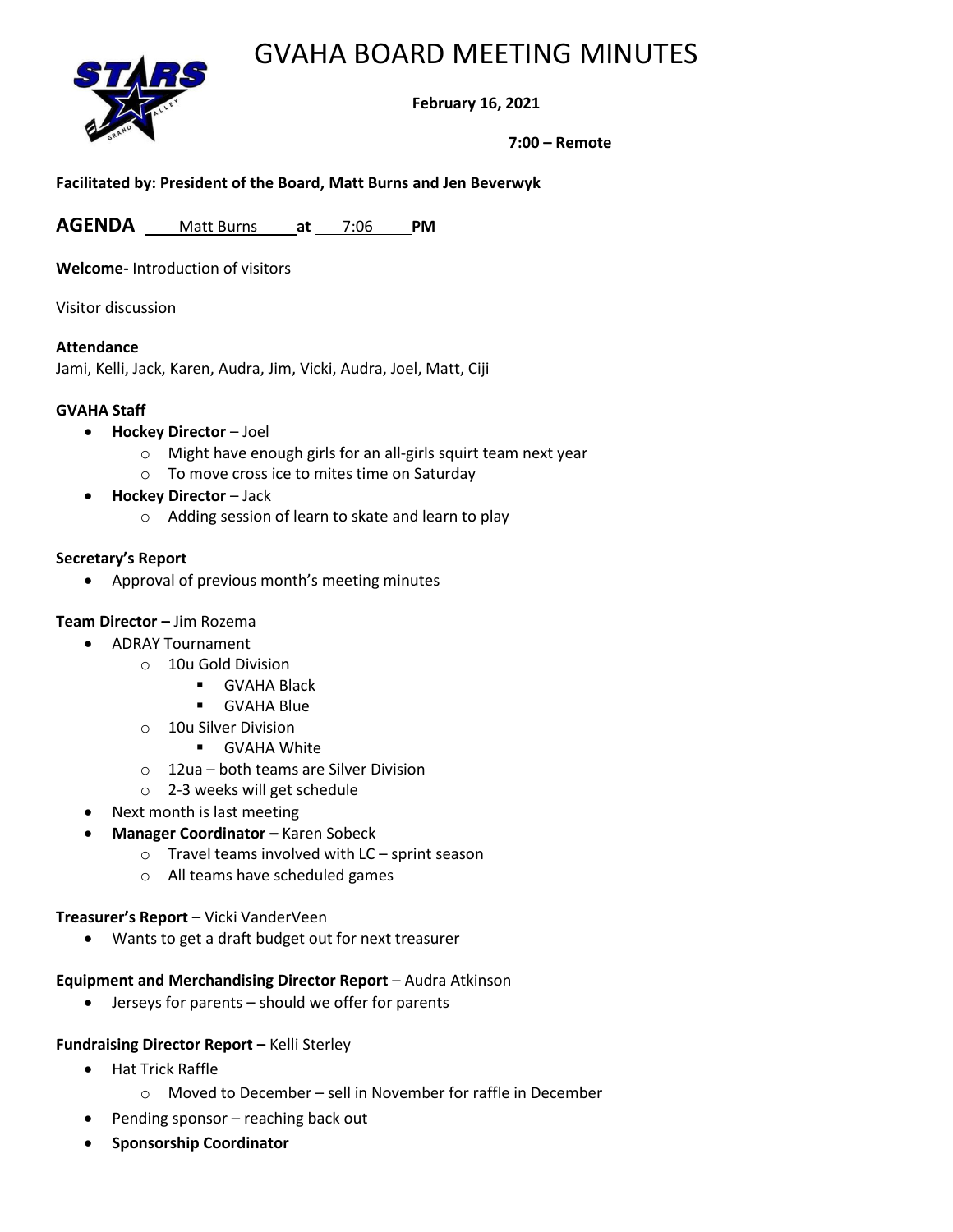# GVAHA BOARD MEETING MINUTES

**February 16, 2021**

**7:00 – Remote**

**Facilitated by: President of the Board, Matt Burns and Jen Beverwyk**

**AGENDA** Matt Burns **at** 7:06 **PM**

**Welcome-** Introduction of visitors

Visitor discussion

**Attendance**

Jami, Kelli, Jack, Karen, Audra, Jim, Vicki, Audra, Joel, Matt, Ciji

**GVAHA Staff**

- **Hockey Director** – Joel
  - Might have enough girls for an all-girls squirt team next year
  - To move cross ice to mites time on Saturday
- **Hockey Director** – Jack
  - Adding session of learn to skate and learn to play

**Secretary's Report**

- Approval of previous month's meeting minutes

**Team Director –** Jim Rozema

- ADRAY Tournament
  - 10u Gold Division
    - GVAHA Black
    - GVAHA Blue
  - 10u Silver Division
    - GVAHA White
  - 12ua – both teams are Silver Division
  - 2-3 weeks will get schedule
- Next month is last meeting
- **Manager Coordinator –** Karen Sobeck
  - Travel teams involved with LC – sprint season
  - All teams have scheduled games

**Treasurer's Report** – Vicki VanderVeen

- Wants to get a draft budget out for next treasurer

**Equipment and Merchandising Director Report** – Audra Atkinson

- Jerseys for parents – should we offer for parents

**Fundraising Director Report –** Kelli Sterley

- Hat Trick Raffle
  - Moved to December – sell in November for raffle in December
- Pending sponsor – reaching back out
- **Sponsorship Coordinator**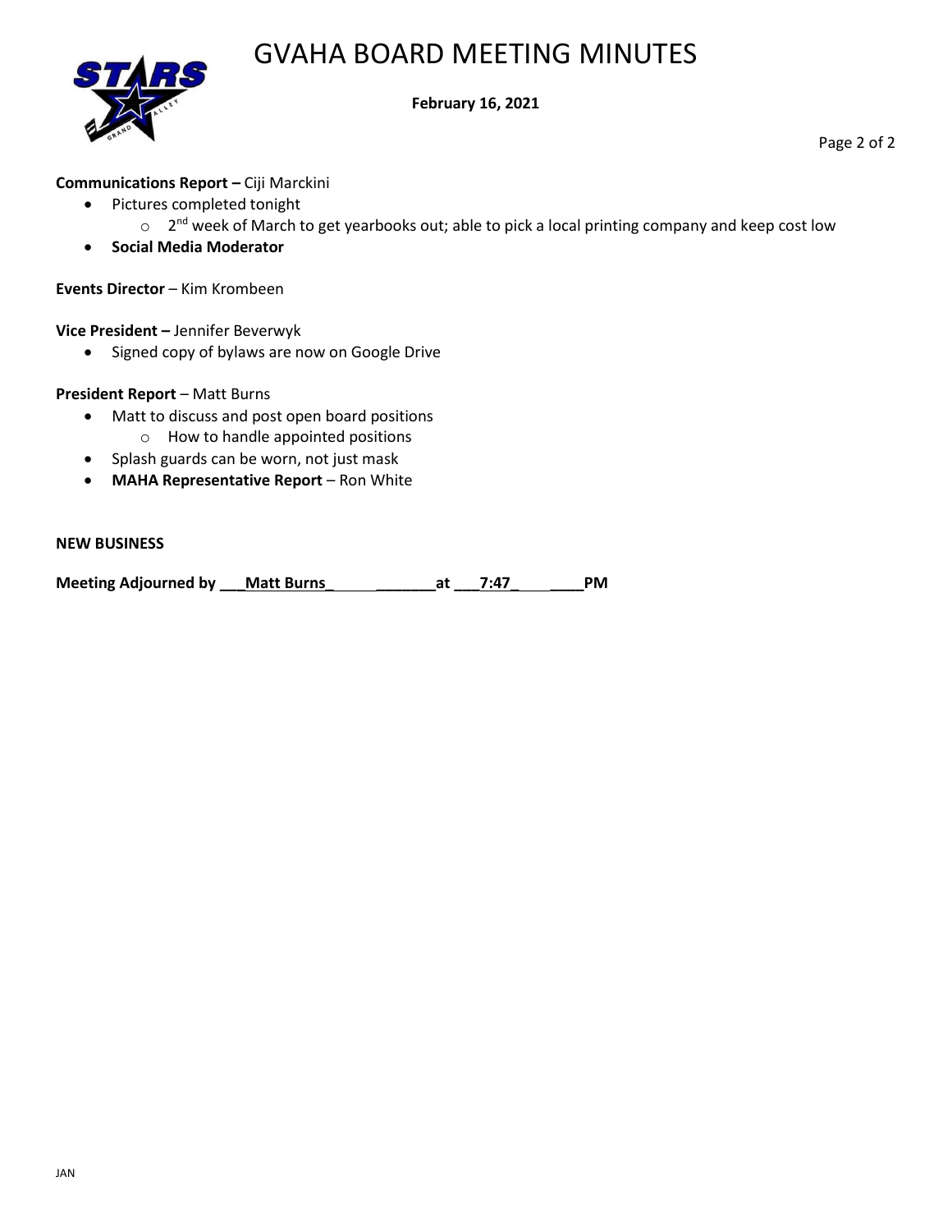**Communications Report –** Ciji Marckini

- Pictures completed tonight
  - 2nd week of March to get yearbooks out; able to pick a local printing company and keep cost low
- **Social Media Moderator**

**Events Director** – Kim Krombeen

**Vice President –** Jennifer Beverwyk

- Signed copy of bylaws are now on Google Drive

**President Report** – Matt Burns

- Matt to discuss and post open board positions
  - How to handle appointed positions
- Splash guards can be worn, not just mask
- **MAHA Representative Report** – Ron White

**NEW BUSINESS**

**Meeting Adjourned by ___Matt Burns_ _______at ___7:47_ ____PM**

JAN